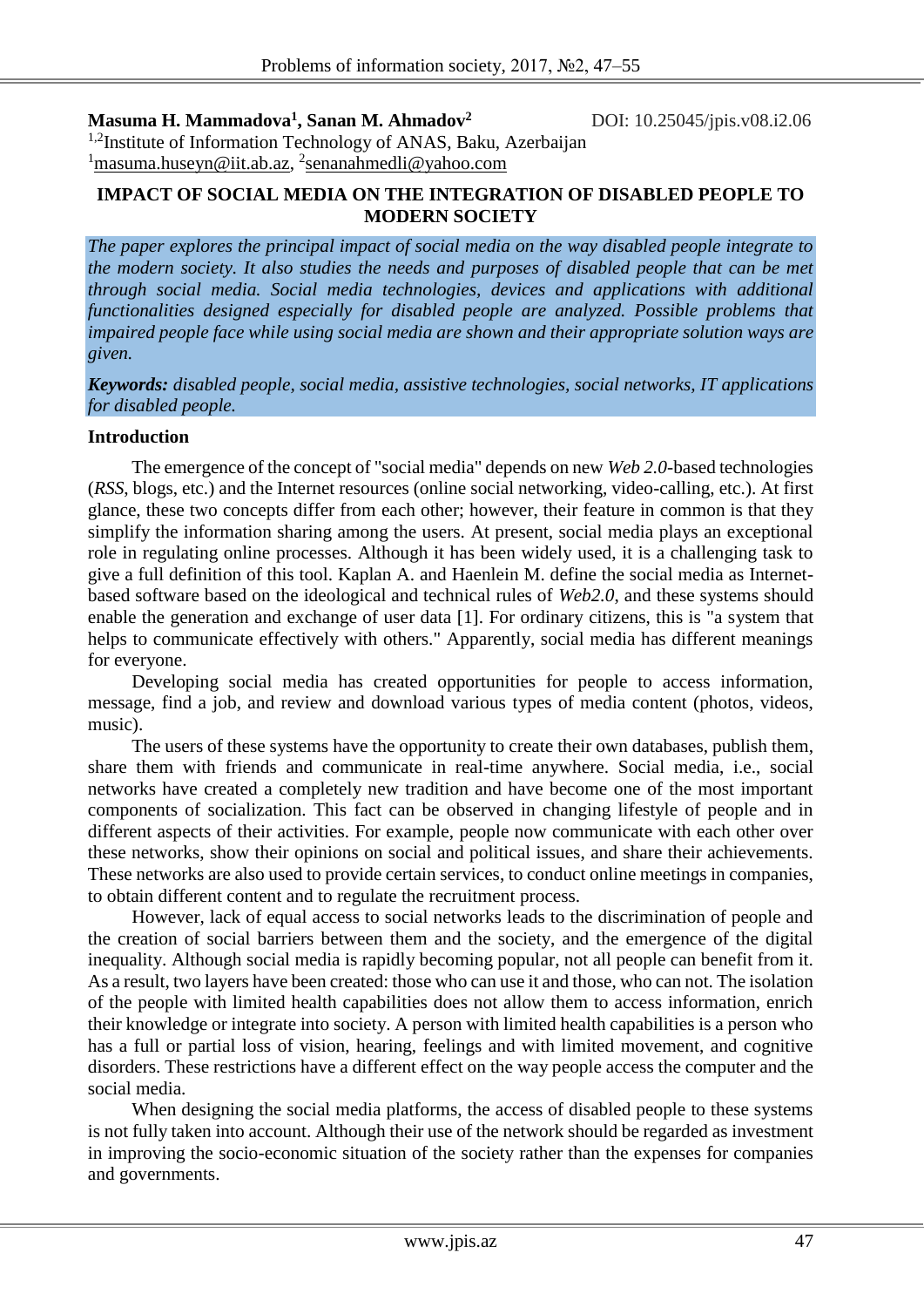**Masuma H. Mammadova[1], Sanan M. Ahmadov[2]** DOI: 10.25045/jpis.v08.i2.06

[1,2]Institute of Information Technology of ANAS, Baku, Azerbaijan

[1]masuma.huseyn@iit.ab.az, [2]senanahmedli@yahoo.com

# IMPACT OF SOCIAL MEDIA ON THE INTEGRATION OF DISABLED PEOPLE TO MODERN SOCIETY

*The paper explores the principal impact of social media on the way disabled people integrate to the modern society. It also studies the needs and purposes of disabled people that can be met through social media. Social media technologies, devices and applications with additional functionalities designed especially for disabled people are analyzed. Possible problems that impaired people face while using social media are shown and their appropriate solution ways are given.*

***Keywords:*** *disabled people, social media, assistive technologies, social networks, IT applications for disabled people.*

## Introduction

The emergence of the concept of "social media" depends on new *Web 2.0*-based technologies (*RSS*, blogs, etc.) and the Internet resources (online social networking, video-calling, etc.). At first glance, these two concepts differ from each other; however, their feature in common is that they simplify the information sharing among the users. At present, social media plays an exceptional role in regulating online processes. Although it has been widely used, it is a challenging task to give a full definition of this tool. Kaplan A. and Haenlein M. define the social media as Internet-based software based on the ideological and technical rules of *Web2.0*, and these systems should enable the generation and exchange of user data [1]. For ordinary citizens, this is "a system that helps to communicate effectively with others." Apparently, social media has different meanings for everyone.

Developing social media has created opportunities for people to access information, message, find a job, and review and download various types of media content (photos, videos, music).

The users of these systems have the opportunity to create their own databases, publish them, share them with friends and communicate in real-time anywhere. Social media, i.e., social networks have created a completely new tradition and have become one of the most important components of socialization. This fact can be observed in changing lifestyle of people and in different aspects of their activities. For example, people now communicate with each other over these networks, show their opinions on social and political issues, and share their achievements. These networks are also used to provide certain services, to conduct online meetings in companies, to obtain different content and to regulate the recruitment process.

However, lack of equal access to social networks leads to the discrimination of people and the creation of social barriers between them and the society, and the emergence of the digital inequality. Although social media is rapidly becoming popular, not all people can benefit from it. As a result, two layers have been created: those who can use it and those, who can not. The isolation of the people with limited health capabilities does not allow them to access information, enrich their knowledge or integrate into society. A person with limited health capabilities is a person who has a full or partial loss of vision, hearing, feelings and with limited movement, and cognitive disorders. These restrictions have a different effect on the way people access the computer and the social media.

When designing the social media platforms, the access of disabled people to these systems is not fully taken into account. Although their use of the network should be regarded as investment in improving the socio-economic situation of the society rather than the expenses for companies and governments.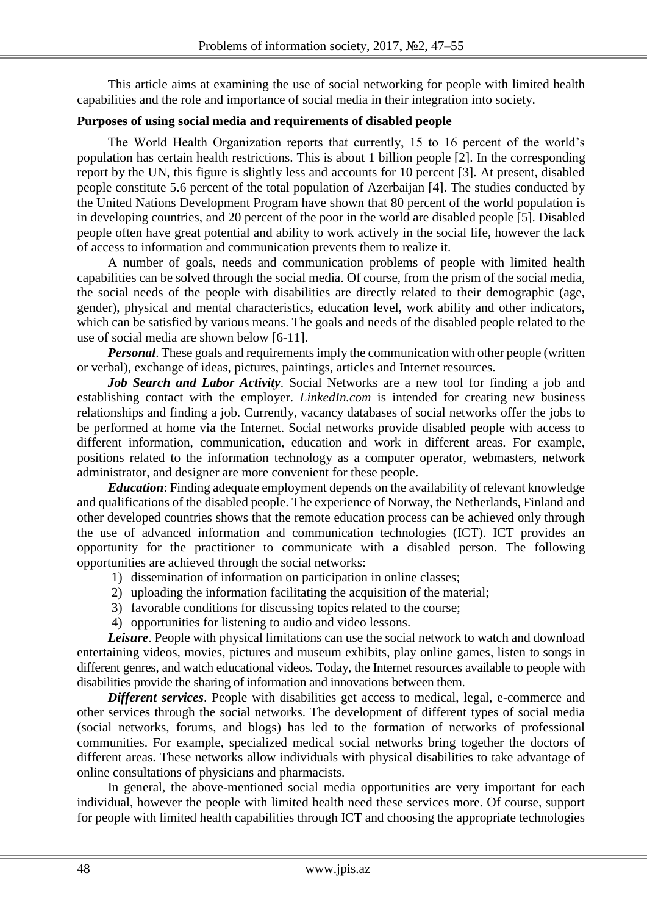This article aims at examining the use of social networking for people with limited health capabilities and the role and importance of social media in their integration into society.

**Purposes of using social media and requirements of disabled people**

The World Health Organization reports that currently, 15 to 16 percent of the world's population has certain health restrictions. This is about 1 billion people [2]. In the corresponding report by the UN, this figure is slightly less and accounts for 10 percent [3]. At present, disabled people constitute 5.6 percent of the total population of Azerbaijan [4]. The studies conducted by the United Nations Development Program have shown that 80 percent of the world population is in developing countries, and 20 percent of the poor in the world are disabled people [5]. Disabled people often have great potential and ability to work actively in the social life, however the lack of access to information and communication prevents them to realize it.

A number of goals, needs and communication problems of people with limited health capabilities can be solved through the social media. Of course, from the prism of the social media, the social needs of the people with disabilities are directly related to their demographic (age, gender), physical and mental characteristics, education level, work ability and other indicators, which can be satisfied by various means. The goals and needs of the disabled people related to the use of social media are shown below [6-11].

***Personal***. These goals and requirements imply the communication with other people (written or verbal), exchange of ideas, pictures, paintings, articles and Internet resources.

***Job Search and Labor Activity***. Social Networks are a new tool for finding a job and establishing contact with the employer. *LinkedIn.com* is intended for creating new business relationships and finding a job. Currently, vacancy databases of social networks offer the jobs to be performed at home via the Internet. Social networks provide disabled people with access to different information, communication, education and work in different areas. For example, positions related to the information technology as a computer operator, webmasters, network administrator, and designer are more convenient for these people.

***Education***: Finding adequate employment depends on the availability of relevant knowledge and qualifications of the disabled people. The experience of Norway, the Netherlands, Finland and other developed countries shows that the remote education process can be achieved only through the use of advanced information and communication technologies (ICT). ICT provides an opportunity for the practitioner to communicate with a disabled person. The following opportunities are achieved through the social networks:

1) dissemination of information on participation in online classes;
2) uploading the information facilitating the acquisition of the material;
3) favorable conditions for discussing topics related to the course;
4) opportunities for listening to audio and video lessons.

***Leisure***. People with physical limitations can use the social network to watch and download entertaining videos, movies, pictures and museum exhibits, play online games, listen to songs in different genres, and watch educational videos. Today, the Internet resources available to people with disabilities provide the sharing of information and innovations between them.

***Different services***. People with disabilities get access to medical, legal, e-commerce and other services through the social networks. The development of different types of social media (social networks, forums, and blogs) has led to the formation of networks of professional communities. For example, specialized medical social networks bring together the doctors of different areas. These networks allow individuals with physical disabilities to take advantage of online consultations of physicians and pharmacists.

In general, the above-mentioned social media opportunities are very important for each individual, however the people with limited health need these services more. Of course, support for people with limited health capabilities through ICT and choosing the appropriate technologies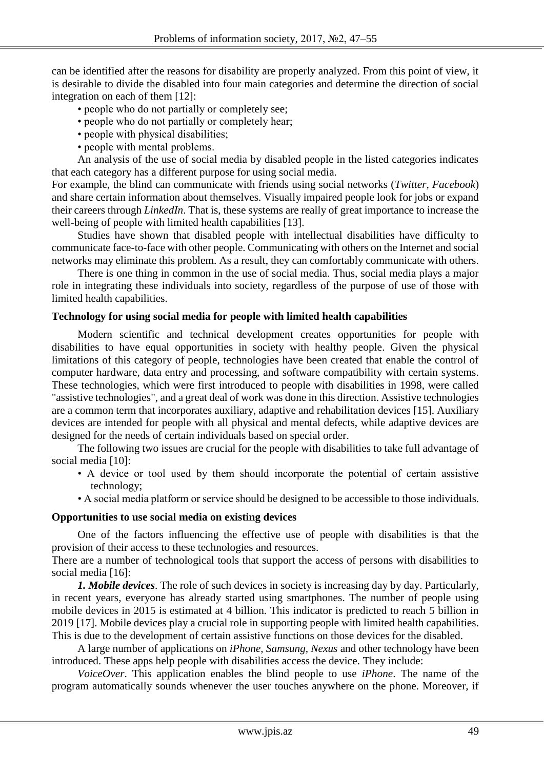can be identified after the reasons for disability are properly analyzed. From this point of view, it is desirable to divide the disabled into four main categories and determine the direction of social integration on each of them [12]:

- people who do not partially or completely see;
- people who do not partially or completely hear;
- people with physical disabilities;
- people with mental problems.

An analysis of the use of social media by disabled people in the listed categories indicates that each category has a different purpose for using social media.

For example, the blind can communicate with friends using social networks (*Twitter*, *Facebook*) and share certain information about themselves. Visually impaired people look for jobs or expand their careers through *LinkedIn*. That is, these systems are really of great importance to increase the well-being of people with limited health capabilities [13].

Studies have shown that disabled people with intellectual disabilities have difficulty to communicate face-to-face with other people. Communicating with others on the Internet and social networks may eliminate this problem. As a result, they can comfortably communicate with others.

There is one thing in common in the use of social media. Thus, social media plays a major role in integrating these individuals into society, regardless of the purpose of use of those with limited health capabilities.

**Technology for using social media for people with limited health capabilities**

Modern scientific and technical development creates opportunities for people with disabilities to have equal opportunities in society with healthy people. Given the physical limitations of this category of people, technologies have been created that enable the control of computer hardware, data entry and processing, and software compatibility with certain systems. These technologies, which were first introduced to people with disabilities in 1998, were called "assistive technologies", and a great deal of work was done in this direction. Assistive technologies are a common term that incorporates auxiliary, adaptive and rehabilitation devices [15]. Auxiliary devices are intended for people with all physical and mental defects, while adaptive devices are designed for the needs of certain individuals based on special order.

The following two issues are crucial for the people with disabilities to take full advantage of social media [10]:

- A device or tool used by them should incorporate the potential of certain assistive technology;
- A social media platform or service should be designed to be accessible to those individuals.

**Opportunities to use social media on existing devices**

One of the factors influencing the effective use of people with disabilities is that the provision of their access to these technologies and resources.

There are a number of technological tools that support the access of persons with disabilities to social media [16]:

***1. Mobile devices***. The role of such devices in society is increasing day by day. Particularly, in recent years, everyone has already started using smartphones. The number of people using mobile devices in 2015 is estimated at 4 billion. This indicator is predicted to reach 5 billion in 2019 [17]. Mobile devices play a crucial role in supporting people with limited health capabilities. This is due to the development of certain assistive functions on those devices for the disabled.

A large number of applications on *iPhone, Samsung, Nexus* and other technology have been introduced. These apps help people with disabilities access the device. They include:

*VoiceOver*. This application enables the blind people to use *iPhone*. The name of the program automatically sounds whenever the user touches anywhere on the phone. Moreover, if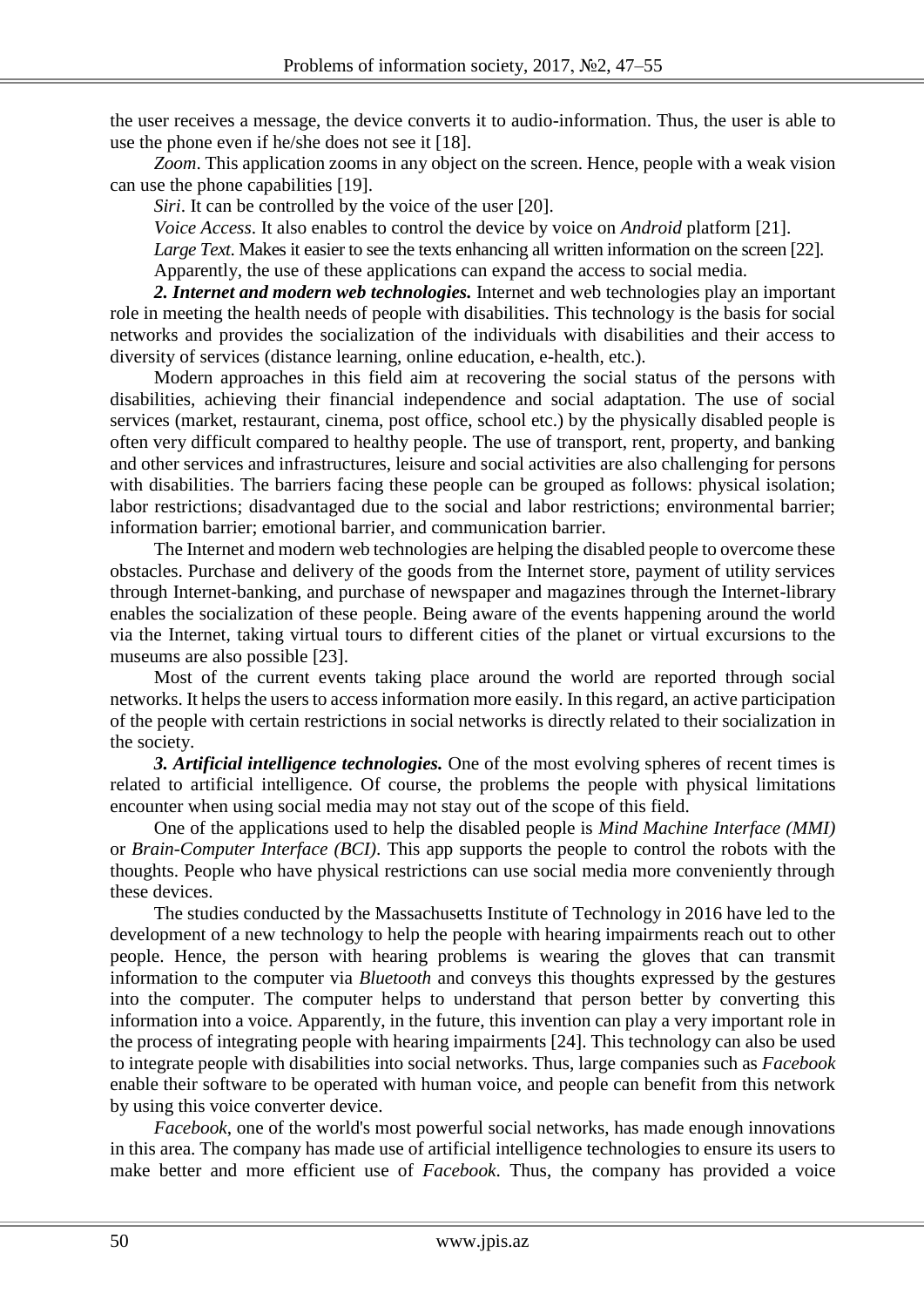the user receives a message, the device converts it to audio-information. Thus, the user is able to use the phone even if he/she does not see it [18].

*Zoom*. This application zooms in any object on the screen. Hence, people with a weak vision can use the phone capabilities [19].

*Siri*. It can be controlled by the voice of the user [20].

*Voice Access*. It also enables to control the device by voice on *Android* platform [21].

*Large Text*. Makes it easier to see the texts enhancing all written information on the screen [22].

Apparently, the use of these applications can expand the access to social media.

***2. Internet and modern web technologies.*** Internet and web technologies play an important role in meeting the health needs of people with disabilities. This technology is the basis for social networks and provides the socialization of the individuals with disabilities and their access to diversity of services (distance learning, online education, e-health, etc.).

Modern approaches in this field aim at recovering the social status of the persons with disabilities, achieving their financial independence and social adaptation. The use of social services (market, restaurant, cinema, post office, school etc.) by the physically disabled people is often very difficult compared to healthy people. The use of transport, rent, property, and banking and other services and infrastructures, leisure and social activities are also challenging for persons with disabilities. The barriers facing these people can be grouped as follows: physical isolation; labor restrictions; disadvantaged due to the social and labor restrictions; environmental barrier; information barrier; emotional barrier, and communication barrier.

The Internet and modern web technologies are helping the disabled people to overcome these obstacles. Purchase and delivery of the goods from the Internet store, payment of utility services through Internet-banking, and purchase of newspaper and magazines through the Internet-library enables the socialization of these people. Being aware of the events happening around the world via the Internet, taking virtual tours to different cities of the planet or virtual excursions to the museums are also possible [23].

Most of the current events taking place around the world are reported through social networks. It helps the users to access information more easily. In this regard, an active participation of the people with certain restrictions in social networks is directly related to their socialization in the society.

***3. Artificial intelligence technologies.*** One of the most evolving spheres of recent times is related to artificial intelligence. Of course, the problems the people with physical limitations encounter when using social media may not stay out of the scope of this field.

One of the applications used to help the disabled people is *Mind Machine Interface (MMI)* or *Brain-Computer Interface (BCI)*. This app supports the people to control the robots with the thoughts. People who have physical restrictions can use social media more conveniently through these devices.

The studies conducted by the Massachusetts Institute of Technology in 2016 have led to the development of a new technology to help the people with hearing impairments reach out to other people. Hence, the person with hearing problems is wearing the gloves that can transmit information to the computer via *Bluetooth* and conveys this thoughts expressed by the gestures into the computer. The computer helps to understand that person better by converting this information into a voice. Apparently, in the future, this invention can play a very important role in the process of integrating people with hearing impairments [24]. This technology can also be used to integrate people with disabilities into social networks. Thus, large companies such as *Facebook* enable their software to be operated with human voice, and people can benefit from this network by using this voice converter device.

*Facebook*, one of the world's most powerful social networks, has made enough innovations in this area. The company has made use of artificial intelligence technologies to ensure its users to make better and more efficient use of *Facebook*. Thus, the company has provided a voice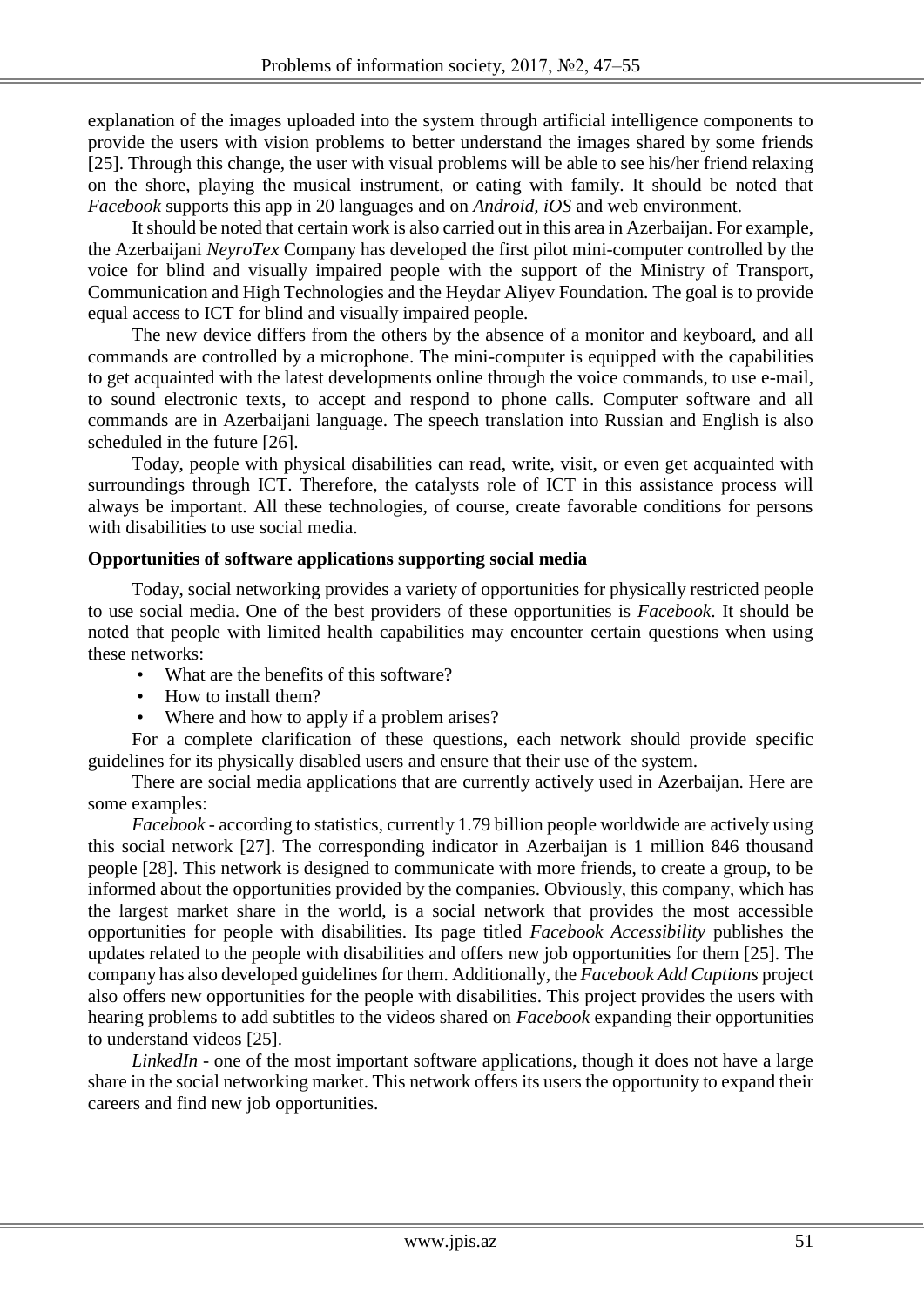explanation of the images uploaded into the system through artificial intelligence components to provide the users with vision problems to better understand the images shared by some friends [25]. Through this change, the user with visual problems will be able to see his/her friend relaxing on the shore, playing the musical instrument, or eating with family. It should be noted that *Facebook* supports this app in 20 languages and on *Android, iOS* and web environment.

It should be noted that certain work is also carried out in this area in Azerbaijan. For example, the Azerbaijani *NeyroTex* Company has developed the first pilot mini-computer controlled by the voice for blind and visually impaired people with the support of the Ministry of Transport, Communication and High Technologies and the Heydar Aliyev Foundation. The goal is to provide equal access to ICT for blind and visually impaired people.

The new device differs from the others by the absence of a monitor and keyboard, and all commands are controlled by a microphone. The mini-computer is equipped with the capabilities to get acquainted with the latest developments online through the voice commands, to use e-mail, to sound electronic texts, to accept and respond to phone calls. Computer software and all commands are in Azerbaijani language. The speech translation into Russian and English is also scheduled in the future [26].

Today, people with physical disabilities can read, write, visit, or even get acquainted with surroundings through ICT. Therefore, the catalysts role of ICT in this assistance process will always be important. All these technologies, of course, create favorable conditions for persons with disabilities to use social media.

**Opportunities of software applications supporting social media**

Today, social networking provides a variety of opportunities for physically restricted people to use social media. One of the best providers of these opportunities is *Facebook*. It should be noted that people with limited health capabilities may encounter certain questions when using these networks:

- What are the benefits of this software?
- How to install them?
- Where and how to apply if a problem arises?

For a complete clarification of these questions, each network should provide specific guidelines for its physically disabled users and ensure that their use of the system.

There are social media applications that are currently actively used in Azerbaijan. Here are some examples:

*Facebook* - according to statistics, currently 1.79 billion people worldwide are actively using this social network [27]. The corresponding indicator in Azerbaijan is 1 million 846 thousand people [28]. This network is designed to communicate with more friends, to create a group, to be informed about the opportunities provided by the companies. Obviously, this company, which has the largest market share in the world, is a social network that provides the most accessible opportunities for people with disabilities. Its page titled *Facebook Accessibility* publishes the updates related to the people with disabilities and offers new job opportunities for them [25]. The company has also developed guidelines for them. Additionally, the *Facebook Add Captions* project also offers new opportunities for the people with disabilities. This project provides the users with hearing problems to add subtitles to the videos shared on *Facebook* expanding their opportunities to understand videos [25].

*LinkedIn* - one of the most important software applications, though it does not have a large share in the social networking market. This network offers its users the opportunity to expand their careers and find new job opportunities.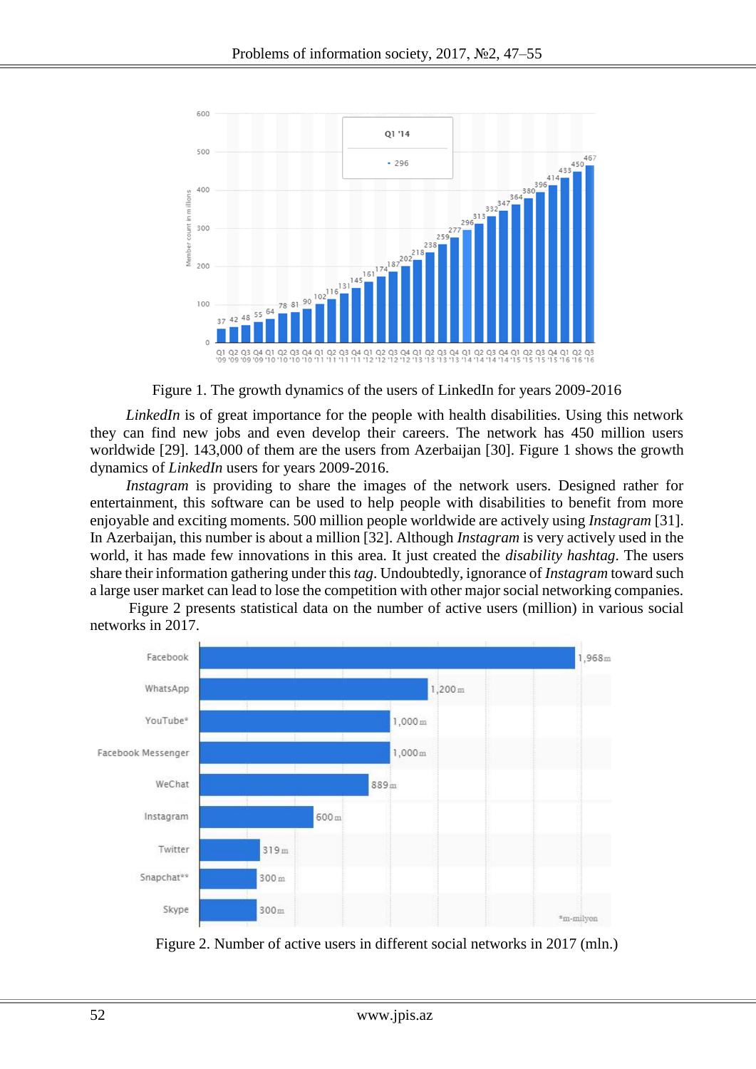Figure 1. The growth dynamics of the users of LinkedIn for years 2009-2016

*LinkedIn* is of great importance for the people with health disabilities. Using this network they can find new jobs and even develop their careers. The network has 450 million users worldwide [29]. 143,000 of them are the users from Azerbaijan [30]. Figure 1 shows the growth dynamics of *LinkedIn* users for years 2009-2016.

*Instagram* is providing to share the images of the network users. Designed rather for entertainment, this software can be used to help people with disabilities to benefit from more enjoyable and exciting moments. 500 million people worldwide are actively using *Instagram* [31]. In Azerbaijan, this number is about a million [32]. Although *Instagram* is very actively used in the world, it has made few innovations in this area. It just created the *disability hashtag*. The users share their information gathering under this *tag*. Undoubtedly, ignorance of *Instagram* toward such a large user market can lead to lose the competition with other major social networking companies.

Figure 2 presents statistical data on the number of active users (million) in various social networks in 2017.

Figure 2. Number of active users in different social networks in 2017 (mln.)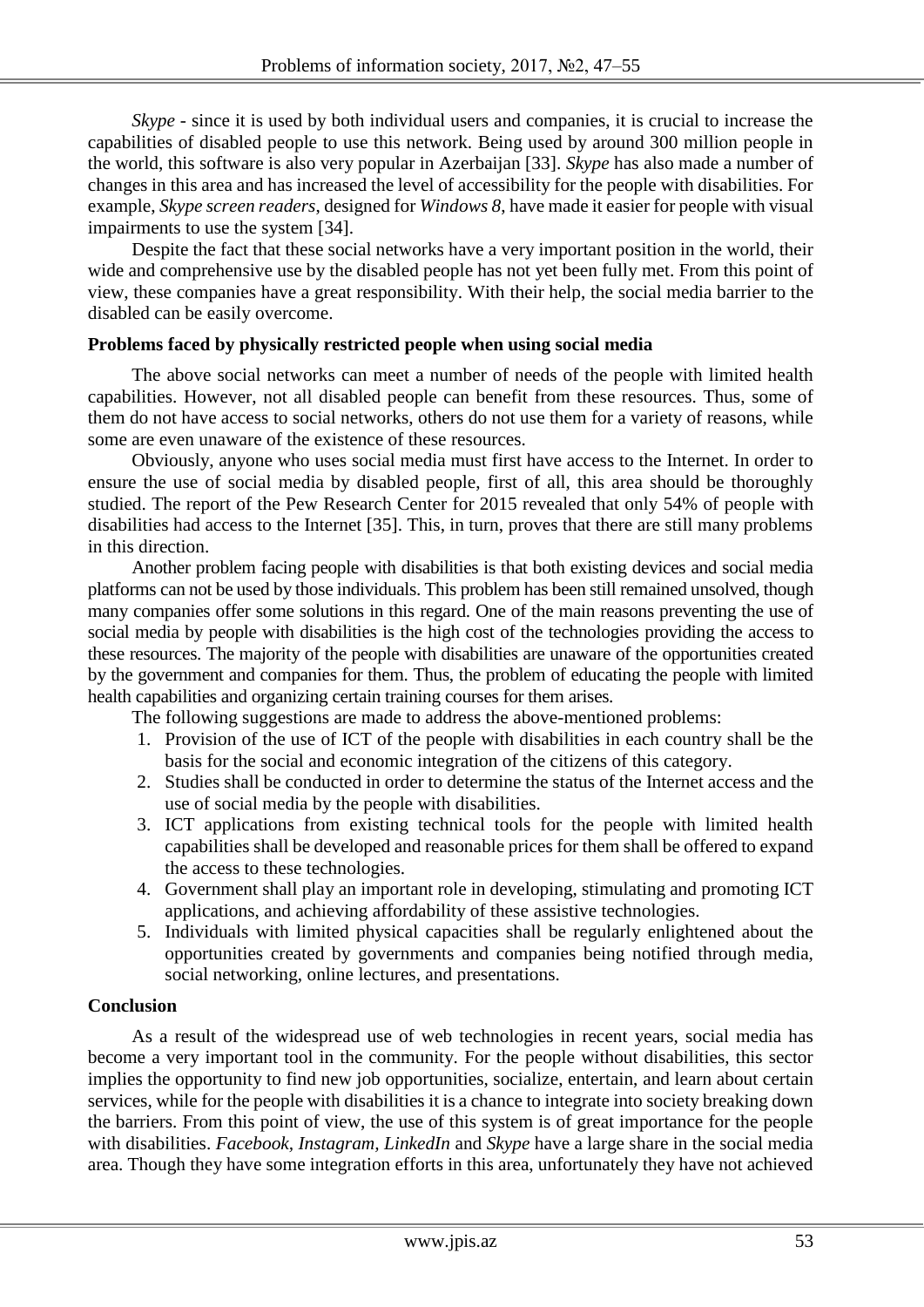*Skype* - since it is used by both individual users and companies, it is crucial to increase the capabilities of disabled people to use this network. Being used by around 300 million people in the world, this software is also very popular in Azerbaijan [33]. *Skype* has also made a number of changes in this area and has increased the level of accessibility for the people with disabilities. For example, *Skype screen readers*, designed for *Windows 8*, have made it easier for people with visual impairments to use the system [34].

Despite the fact that these social networks have a very important position in the world, their wide and comprehensive use by the disabled people has not yet been fully met. From this point of view, these companies have a great responsibility. With their help, the social media barrier to the disabled can be easily overcome.

**Problems faced by physically restricted people when using social media**

The above social networks can meet a number of needs of the people with limited health capabilities. However, not all disabled people can benefit from these resources. Thus, some of them do not have access to social networks, others do not use them for a variety of reasons, while some are even unaware of the existence of these resources.

Obviously, anyone who uses social media must first have access to the Internet. In order to ensure the use of social media by disabled people, first of all, this area should be thoroughly studied. The report of the Pew Research Center for 2015 revealed that only 54% of people with disabilities had access to the Internet [35]. This, in turn, proves that there are still many problems in this direction.

Another problem facing people with disabilities is that both existing devices and social media platforms can not be used by those individuals. This problem has been still remained unsolved, though many companies offer some solutions in this regard. One of the main reasons preventing the use of social media by people with disabilities is the high cost of the technologies providing the access to these resources. The majority of the people with disabilities are unaware of the opportunities created by the government and companies for them. Thus, the problem of educating the people with limited health capabilities and organizing certain training courses for them arises.

The following suggestions are made to address the above-mentioned problems:

1. Provision of the use of ICT of the people with disabilities in each country shall be the basis for the social and economic integration of the citizens of this category.
2. Studies shall be conducted in order to determine the status of the Internet access and the use of social media by the people with disabilities.
3. ICT applications from existing technical tools for the people with limited health capabilities shall be developed and reasonable prices for them shall be offered to expand the access to these technologies.
4. Government shall play an important role in developing, stimulating and promoting ICT applications, and achieving affordability of these assistive technologies.
5. Individuals with limited physical capacities shall be regularly enlightened about the opportunities created by governments and companies being notified through media, social networking, online lectures, and presentations.

**Conclusion**

As a result of the widespread use of web technologies in recent years, social media has become a very important tool in the community. For the people without disabilities, this sector implies the opportunity to find new job opportunities, socialize, entertain, and learn about certain services, while for the people with disabilities it is a chance to integrate into society breaking down the barriers. From this point of view, the use of this system is of great importance for the people with disabilities. *Facebook*, *Instagram*, *LinkedIn* and *Skype* have a large share in the social media area. Though they have some integration efforts in this area, unfortunately they have not achieved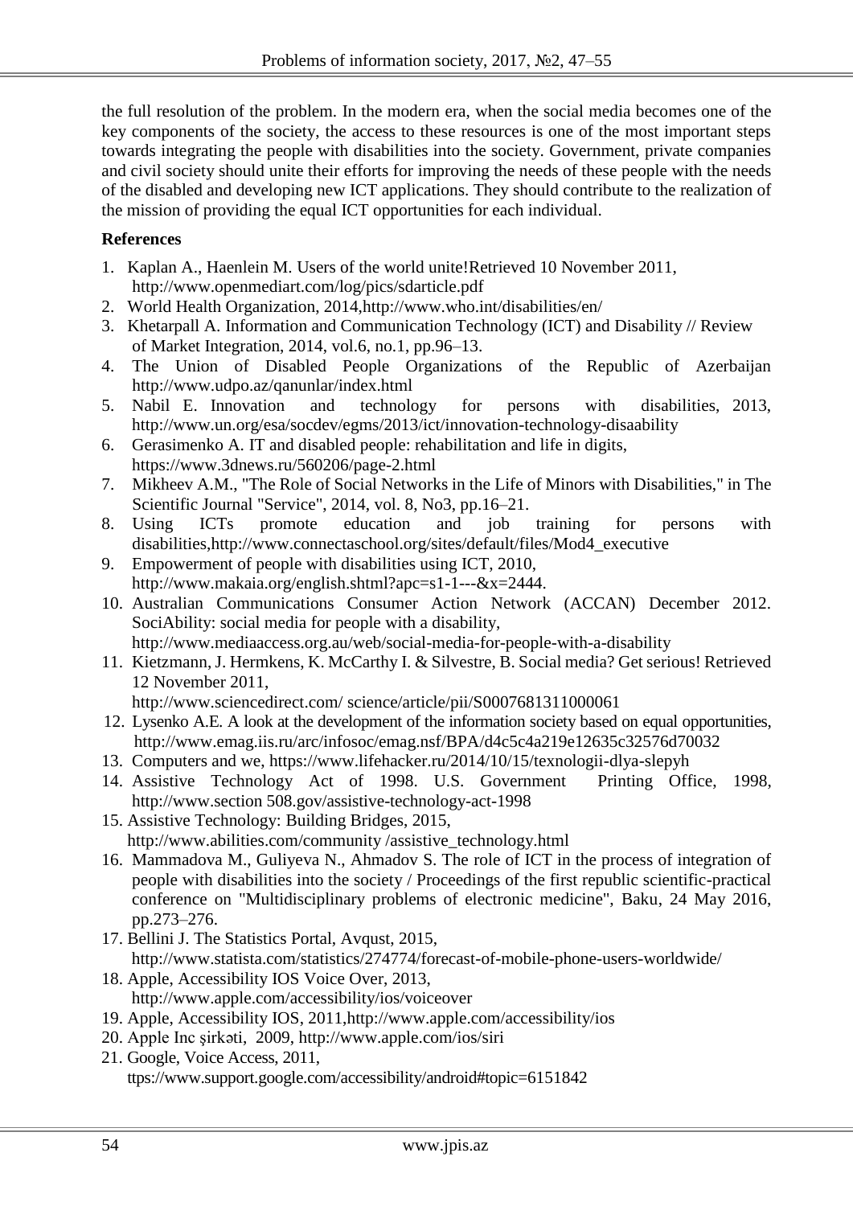the full resolution of the problem. In the modern era, when the social media becomes one of the key components of the society, the access to these resources is one of the most important steps towards integrating the people with disabilities into the society. Government, private companies and civil society should unite their efforts for improving the needs of these people with the needs of the disabled and developing new ICT applications. They should contribute to the realization of the mission of providing the equal ICT opportunities for each individual.

**References**

1. Kaplan A., Haenlein M. Users of the world unite!Retrieved 10 November 2011, http://www.openmediart.com/log/pics/sdarticle.pdf
2. World Health Organization, 2014,http://www.who.int/disabilities/en/
3. Khetarpall A. Information and Communication Technology (ICT) and Disability // Review of Market Integration, 2014, vol.6, no.1, pp.96–13.
4. The Union of Disabled People Organizations of the Republic of Azerbaijan http://www.udpo.az/qanunlar/index.html
5. Nabil E. Innovation and technology for persons with disabilities, 2013, http://www.un.org/esa/socdev/egms/2013/ict/innovation-technology-disaability
6. Gerasimenko A. IT and disabled people: rehabilitation and life in digits, https://www.3dnews.ru/560206/page-2.html
7. Mikheev A.M., "The Role of Social Networks in the Life of Minors with Disabilities," in The Scientific Journal "Service", 2014, vol. 8, No3, pp.16–21.
8. Using ICTs promote education and job training for persons with disabilities,http://www.connectaschool.org/sites/default/files/Mod4_executive
9. Empowerment of people with disabilities using ICT, 2010, http://www.makaia.org/english.shtml?apc=s1-1---&x=2444.
10. Australian Communications Consumer Action Network (ACCAN) December 2012. SociAbility: social media for people with a disability, http://www.mediaaccess.org.au/web/social-media-for-people-with-a-disability
11. Kietzmann, J. Hermkens, K. McCarthy I. & Silvestre, B. Social media? Get serious! Retrieved 12 November 2011, http://www.sciencedirect.com/ science/article/pii/S0007681311000061
12. Lysenko A.E. A look at the development of the information society based on equal opportunities, http://www.emag.iis.ru/arc/infosoc/emag.nsf/BPA/d4c5c4a219e12635c32576d70032
13. Computers and we, https://www.lifehacker.ru/2014/10/15/texnologii-dlya-slepyh
14. Assistive Technology Act of 1998. U.S. Government Printing Office, 1998, http://www.section 508.gov/assistive-technology-act-1998
15. Assistive Technology: Building Bridges, 2015, http://www.abilities.com/community /assistive_technology.html
16. Mammadova M., Guliyeva N., Ahmadov S. The role of ICT in the process of integration of people with disabilities into the society / Proceedings of the first republic scientific-practical conference on "Multidisciplinary problems of electronic medicine", Baku, 24 May 2016, pp.273–276.
17. Bellini J. The Statistics Portal, Avqust, 2015, http://www.statista.com/statistics/274774/forecast-of-mobile-phone-users-worldwide/
18. Apple, Accessibility IOS Voice Over, 2013, http://www.apple.com/accessibility/ios/voiceover
19. Apple, Accessibility IOS, 2011,http://www.apple.com/accessibility/ios
20. Apple Inc şirkəti, 2009, http://www.apple.com/ios/siri
21. Google, Voice Access, 2011, ttps://www.support.google.com/accessibility/android#topic=6151842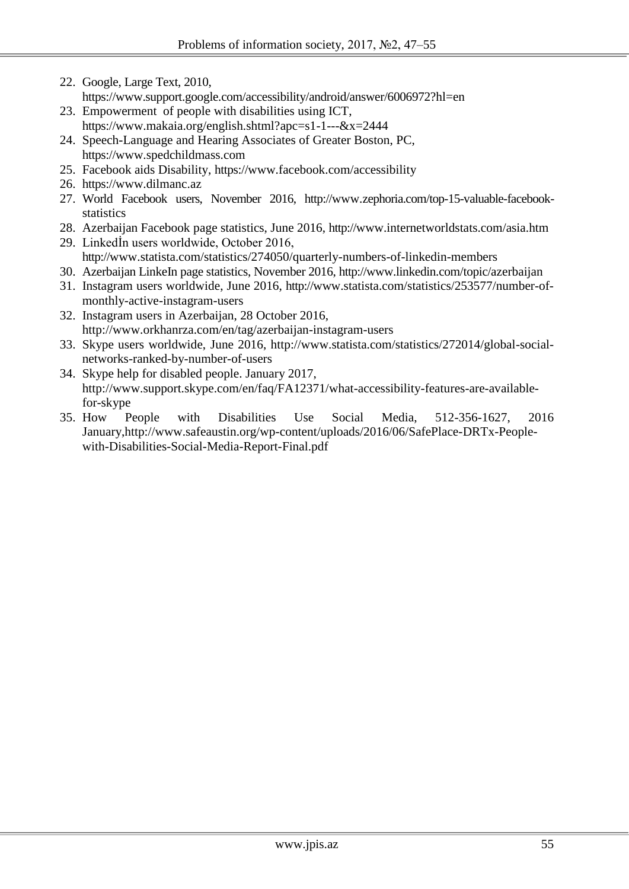22. Google, Large Text, 2010, https://www.support.google.com/accessibility/android/answer/6006972?hl=en
23. Empowerment of people with disabilities using ICT, https://www.makaia.org/english.shtml?apc=s1-1---&x=2444
24. Speech-Language and Hearing Associates of Greater Boston, PC, https://www.spedchildmass.com
25. Facebook aids Disability, https://www.facebook.com/accessibility
26. https://www.dilmanc.az
27. World Facebook users, November 2016, http://www.zephoria.com/top-15-valuable-facebook-statistics
28. Azerbaijan Facebook page statistics, June 2016, http://www.internetworldstats.com/asia.htm
29. Linkedİn users worldwide, October 2016, http://www.statista.com/statistics/274050/quarterly-numbers-of-linkedin-members
30. Azerbaijan LinkeIn page statistics, November 2016, http://www.linkedin.com/topic/azerbaijan
31. Instagram users worldwide, June 2016, http://www.statista.com/statistics/253577/number-of-monthly-active-instagram-users
32. Instagram users in Azerbaijan, 28 October 2016, http://www.orkhanrza.com/en/tag/azerbaijan-instagram-users
33. Skype users worldwide, June 2016, http://www.statista.com/statistics/272014/global-social-networks-ranked-by-number-of-users
34. Skype help for disabled people. January 2017, http://www.support.skype.com/en/faq/FA12371/what-accessibility-features-are-available-for-skype
35. How People with Disabilities Use Social Media, 512-356-1627, 2016 January,http://www.safeaustin.org/wp-content/uploads/2016/06/SafePlace-DRTx-People-with-Disabilities-Social-Media-Report-Final.pdf